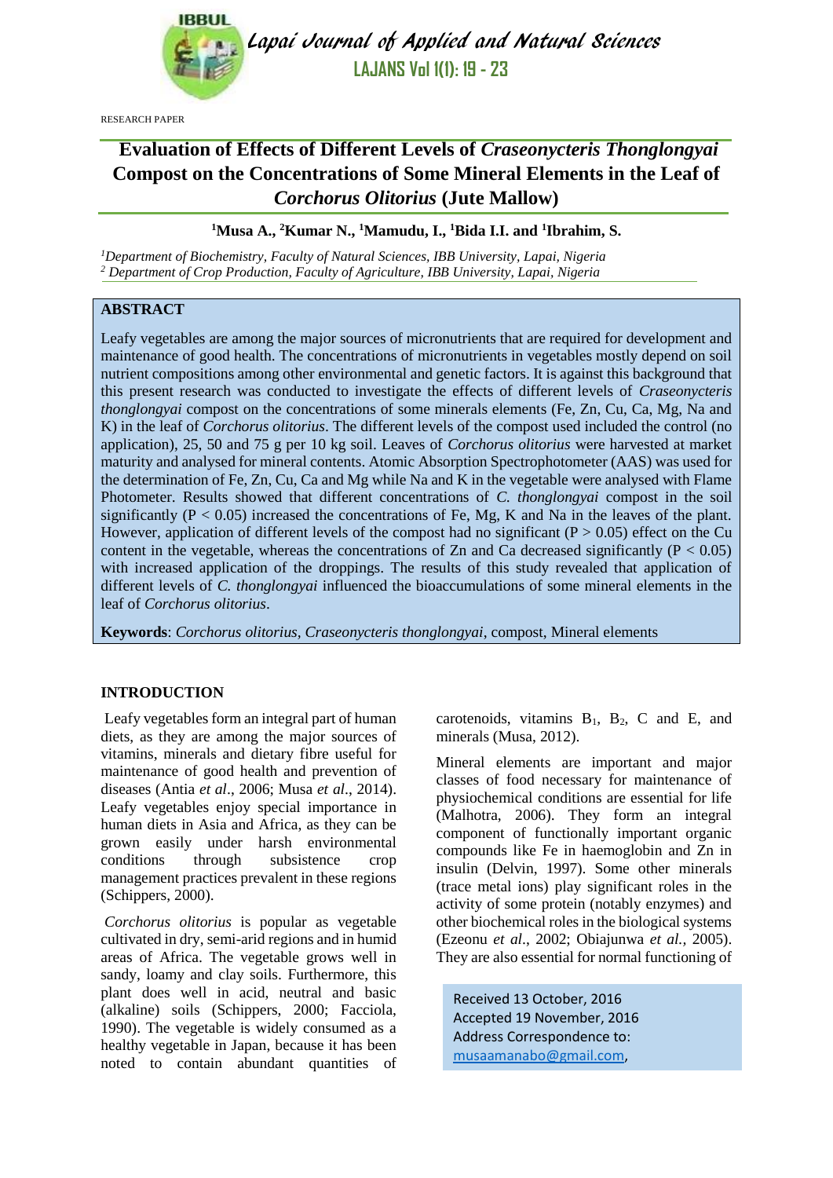RESEARCH PAPER

# Evaluation of Effects of Different Levels of *Craseonycteris Thonglongyai* Compost on the Concentrations of Some Mineral Elements in the Leaf of *Corchorus Olitorius* (Jute Mallow)

**[1]Musa A., [2]Kumar N., [1]Mamudu, I., [1]Bida I.I. and [1]Ibrahim, S.**

*[1]Department of Biochemistry, Faculty of Natural Sciences, IBB University, Lapai, Nigeria*
*[2] Department of Crop Production, Faculty of Agriculture, IBB University, Lapai, Nigeria*

## ABSTRACT

Leafy vegetables are among the major sources of micronutrients that are required for development and maintenance of good health. The concentrations of micronutrients in vegetables mostly depend on soil nutrient compositions among other environmental and genetic factors. It is against this background that this present research was conducted to investigate the effects of different levels of *Craseonycteris thonglongyai* compost on the concentrations of some minerals elements (Fe, Zn, Cu, Ca, Mg, Na and K) in the leaf of *Corchorus olitorius*. The different levels of the compost used included the control (no application), 25, 50 and 75 g per 10 kg soil. Leaves of *Corchorus olitorius* were harvested at market maturity and analysed for mineral contents. Atomic Absorption Spectrophotometer (AAS) was used for the determination of Fe, Zn, Cu, Ca and Mg while Na and K in the vegetable were analysed with Flame Photometer. Results showed that different concentrations of *C. thonglongyai* compost in the soil significantly ($P < 0.05$) increased the concentrations of Fe, Mg, K and Na in the leaves of the plant. However, application of different levels of the compost had no significant ($P > 0.05$) effect on the Cu content in the vegetable, whereas the concentrations of Zn and Ca decreased significantly ($P < 0.05$) with increased application of the droppings. The results of this study revealed that application of different levels of *C. thonglongyai* influenced the bioaccumulations of some mineral elements in the leaf of *Corchorus olitorius*.

**Keywords**: *Corchorus olitorius*, *Craseonycteris thonglongyai*, compost, Mineral elements

## INTRODUCTION

Leafy vegetables form an integral part of human diets, as they are among the major sources of vitamins, minerals and dietary fibre useful for maintenance of good health and prevention of diseases (Antia *et al*., 2006; Musa *et al*., 2014). Leafy vegetables enjoy special importance in human diets in Asia and Africa, as they can be grown easily under harsh environmental conditions through subsistence crop management practices prevalent in these regions (Schippers, 2000).

*Corchorus olitorius* is popular as vegetable cultivated in dry, semi-arid regions and in humid areas of Africa. The vegetable grows well in sandy, loamy and clay soils. Furthermore, this plant does well in acid, neutral and basic (alkaline) soils (Schippers, 2000; Facciola, 1990). The vegetable is widely consumed as a healthy vegetable in Japan, because it has been noted to contain abundant quantities of carotenoids, vitamins $B_1$, $B_2$, C and E, and minerals (Musa, 2012).

Mineral elements are important and major classes of food necessary for maintenance of physiochemical conditions are essential for life (Malhotra, 2006). They form an integral component of functionally important organic compounds like Fe in haemoglobin and Zn in insulin (Delvin, 1997). Some other minerals (trace metal ions) play significant roles in the activity of some protein (notably enzymes) and other biochemical roles in the biological systems (Ezeonu *et al*., 2002; Obiajunwa *et al.*, 2005). They are also essential for normal functioning of

Received 13 October, 2016
Accepted 19 November, 2016
Address Correspondence to:
musaamanabo@gmail.com,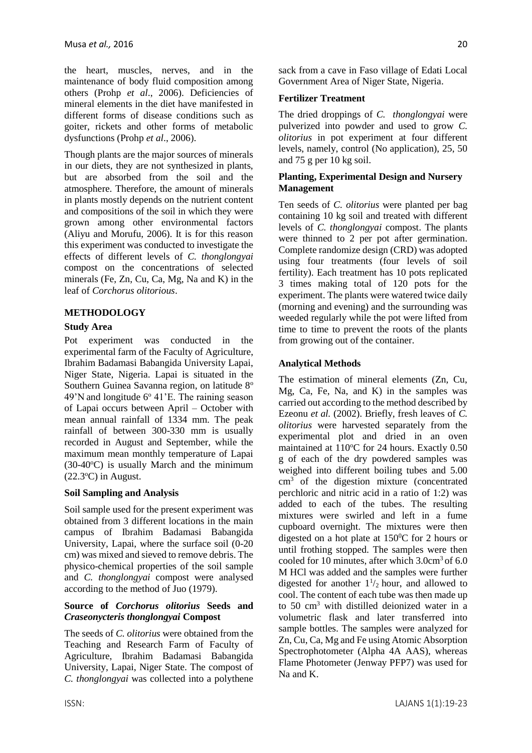the heart, muscles, nerves, and in the maintenance of body fluid composition among others (Prohp *et al*., 2006). Deficiencies of mineral elements in the diet have manifested in different forms of disease conditions such as goiter, rickets and other forms of metabolic dysfunctions (Prohp *et al*., 2006).

Though plants are the major sources of minerals in our diets, they are not synthesized in plants, but are absorbed from the soil and the atmosphere. Therefore, the amount of minerals in plants mostly depends on the nutrient content and compositions of the soil in which they were grown among other environmental factors (Aliyu and Morufu, 2006). It is for this reason this experiment was conducted to investigate the effects of different levels of *C. thonglongyai* compost on the concentrations of selected minerals (Fe, Zn, Cu, Ca, Mg, Na and K) in the leaf of *Corchorus olitorious*.

## METHODOLOGY

### Study Area

Pot experiment was conducted in the experimental farm of the Faculty of Agriculture, Ibrahim Badamasi Babangida University Lapai, Niger State, Nigeria. Lapai is situated in the Southern Guinea Savanna region, on latitude 8° 49'N and longitude 6° 41'E. The raining season of Lapai occurs between April – October with mean annual rainfall of 1334 mm. The peak rainfall of between 300-330 mm is usually recorded in August and September, while the maximum mean monthly temperature of Lapai (30-40°C) is usually March and the minimum (22.3°C) in August.

### Soil Sampling and Analysis

Soil sample used for the present experiment was obtained from 3 different locations in the main campus of Ibrahim Badamasi Babangida University, Lapai, where the surface soil (0-20 cm) was mixed and sieved to remove debris. The physico-chemical properties of the soil sample and *C. thonglongyai* compost were analysed according to the method of Juo (1979).

### Source of *Corchorus olitorius* Seeds and *Craseonycteris thonglongyai* Compost

The seeds of *C. olitorius* were obtained from the Teaching and Research Farm of Faculty of Agriculture, Ibrahim Badamasi Babangida University, Lapai, Niger State. The compost of *C. thonglongyai* was collected into a polythene sack from a cave in Faso village of Edati Local Government Area of Niger State, Nigeria.

### Fertilizer Treatment

The dried droppings of *C. thonglongyai* were pulverized into powder and used to grow *C. olitorius* in pot experiment at four different levels, namely, control (No application), 25, 50 and 75 g per 10 kg soil.

### Planting, Experimental Design and Nursery Management

Ten seeds of *C. olitorius* were planted per bag containing 10 kg soil and treated with different levels of *C. thonglongyai* compost. The plants were thinned to 2 per pot after germination. Complete randomize design (CRD) was adopted using four treatments (four levels of soil fertility). Each treatment has 10 pots replicated 3 times making total of 120 pots for the experiment. The plants were watered twice daily (morning and evening) and the surrounding was weeded regularly while the pot were lifted from time to time to prevent the roots of the plants from growing out of the container.

### Analytical Methods

The estimation of mineral elements (Zn, Cu, Mg, Ca, Fe, Na, and K) in the samples was carried out according to the method described by Ezeonu *et al.* (2002). Briefly, fresh leaves of *C. olitorius* were harvested separately from the experimental plot and dried in an oven maintained at 110°C for 24 hours. Exactly 0.50 g of each of the dry powdered samples was weighed into different boiling tubes and 5.00 $cm^3$ of the digestion mixture (concentrated perchloric and nitric acid in a ratio of 1:2) was added to each of the tubes. The resulting mixtures were swirled and left in a fume cupboard overnight. The mixtures were then digested on a hot plate at $150^0$C for 2 hours or until frothing stopped. The samples were then cooled for 10 minutes, after which 3.0$cm^3$ of 6.0 M HCl was added and the samples were further digested for another $1^1/_2$ hour, and allowed to cool. The content of each tube was then made up to 50 $cm^3$ with distilled deionized water in a volumetric flask and later transferred into sample bottles. The samples were analyzed for Zn, Cu, Ca, Mg and Fe using Atomic Absorption Spectrophotometer (Alpha 4A AAS), whereas Flame Photometer (Jenway PFP7) was used for Na and K.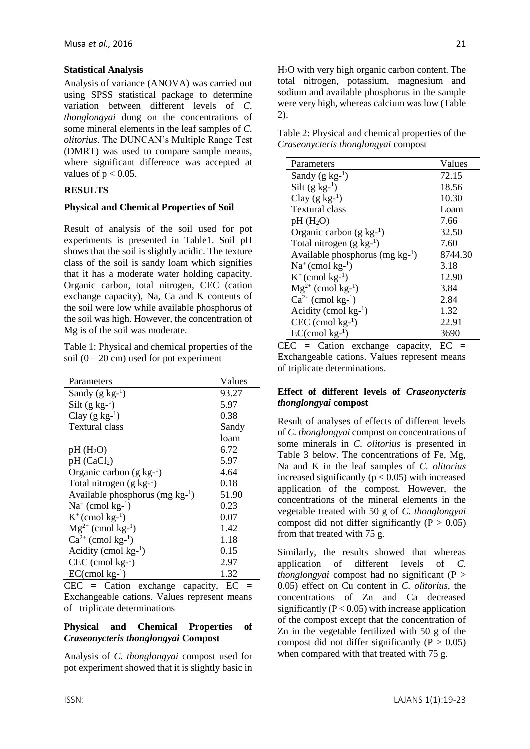### Statistical Analysis

Analysis of variance (ANOVA) was carried out using SPSS statistical package to determine variation between different levels of *C. thonglongyai* dung on the concentrations of some mineral elements in the leaf samples of *C. olitorius*. The DUNCAN's Multiple Range Test (DMRT) was used to compare sample means, where significant difference was accepted at values of $p < 0.05$.

## RESULTS

### Physical and Chemical Properties of Soil

Result of analysis of the soil used for pot experiments is presented in Table1. Soil pH shows that the soil is slightly acidic. The texture class of the soil is sandy loam which signifies that it has a moderate water holding capacity. Organic carbon, total nitrogen, CEC (cation exchange capacity), Na, Ca and K contents of the soil were low while available phosphorus of the soil was high. However, the concentration of Mg is of the soil was moderate.

Table 1: Physical and chemical properties of the soil (0 – 20 cm) used for pot experiment

| Parameters | Values |
|---|---|
| Sandy (g $kg^{-1}$) | 93.27 |
| Silt (g $kg^{-1}$) | 5.97 |
| Clay (g $kg^{-1}$) | 0.38 |
| Textural class | Sandy loam |
| pH ($H_2O$) | 6.72 |
| pH ($CaCl_2$) | 5.97 |
| Organic carbon (g $kg^{-1}$) | 4.64 |
| Total nitrogen (g $kg^{-1}$) | 0.18 |
| Available phosphorus (mg $kg^{-1}$) | 51.90 |
| $Na^+$ (cmol $kg^{-1}$) | 0.23 |
| $K^+$ (cmol $kg^{-1}$) | 0.07 |
| $Mg^{2+}$ (cmol $kg^{-1}$) | 1.42 |
| $Ca^{2+}$ (cmol $kg^{-1}$) | 1.18 |
| Acidity (cmol $kg^{-1}$) | 0.15 |
| CEC (cmol $kg^{-1}$) | 2.97 |
| EC(cmol $kg^{-1}$) | 1.32 |

CEC = Cation exchange capacity, EC = Exchangeable cations. Values represent means of triplicate determinations

### Physical and Chemical Properties of *Craseonycteris thonglongyai* Compost

Analysis of *C. thonglongyai* compost used for pot experiment showed that it is slightly basic in $H_2O$ with very high organic carbon content. The total nitrogen, potassium, magnesium and sodium and available phosphorus in the sample were very high, whereas calcium was low (Table 2).

Table 2: Physical and chemical properties of the *Craseonycteris thonglongyai* compost

| Parameters | Values |
|---|---|
| Sandy (g $kg^{-1}$) | 72.15 |
| Silt (g $kg^{-1}$) | 18.56 |
| Clay (g $kg^{-1}$) | 10.30 |
| Textural class | Loam |
| pH ($H_2O$) | 7.66 |
| Organic carbon (g $kg^{-1}$) | 32.50 |
| Total nitrogen (g $kg^{-1}$) | 7.60 |
| Available phosphorus (mg $kg^{-1}$) | 8744.30 |
| $Na^+$ (cmol $kg^{-1}$) | 3.18 |
| $K^+$ (cmol $kg^{-1}$) | 12.90 |
| $Mg^{2+}$ (cmol $kg^{-1}$) | 3.84 |
| $Ca^{2+}$ (cmol $kg^{-1}$) | 2.84 |
| Acidity (cmol $kg^{-1}$) | 1.32 |
| CEC (cmol $kg^{-1}$) | 22.91 |
| EC(cmol $kg^{-1}$) | 3690 |

CEC = Cation exchange capacity, EC = Exchangeable cations. Values represent means of triplicate determinations.

### Effect of different levels of *Craseonycteris thonglongyai* compost

Result of analyses of effects of different levels of *C. thonglongyai* compost on concentrations of some minerals in *C. olitorius* is presented in Table 3 below. The concentrations of Fe, Mg, Na and K in the leaf samples of *C. olitorius* increased significantly ($p < 0.05$) with increased application of the compost. However, the concentrations of the mineral elements in the vegetable treated with 50 g of *C. thonglongyai* compost did not differ significantly ($P > 0.05$) from that treated with 75 g.

Similarly, the results showed that whereas application of different levels of *C. thonglongyai* compost had no significant ($P > 0.05$) effect on Cu content in *C. olitorius*, the concentrations of Zn and Ca decreased significantly ($P < 0.05$) with increase application of the compost except that the concentration of Zn in the vegetable fertilized with 50 g of the compost did not differ significantly ($P > 0.05$) when compared with that treated with 75 g.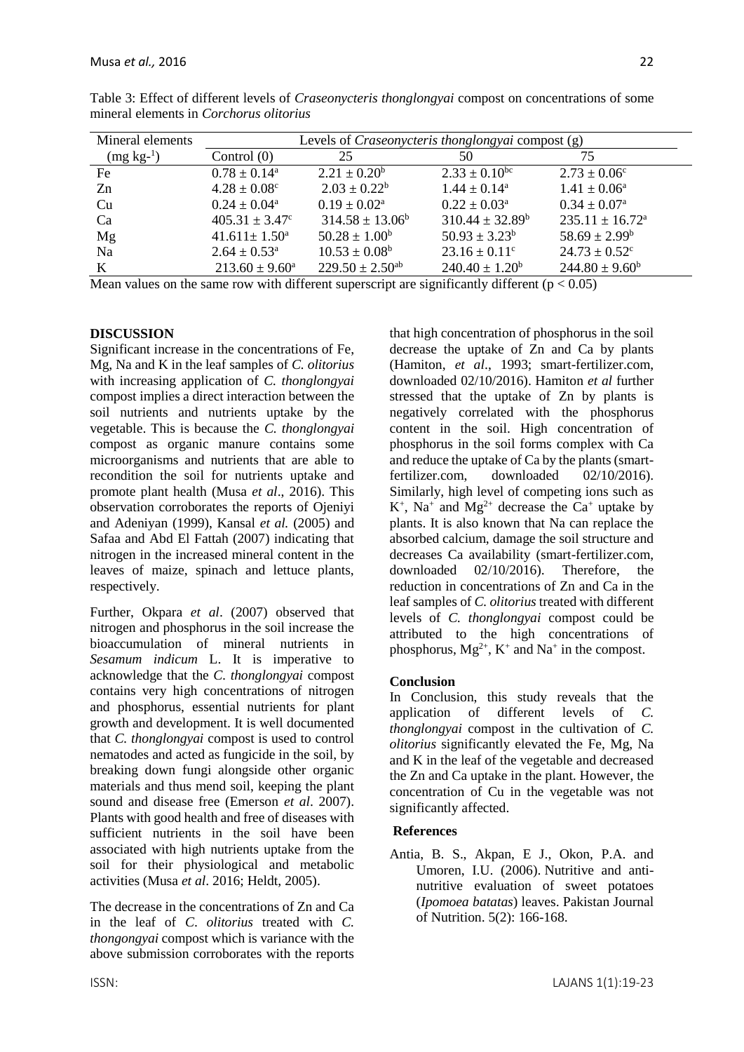Table 3: Effect of different levels of *Craseonycteris thonglongyai* compost on concentrations of some mineral elements in *Corchorus olitorius*

| Mineral elements ($mg\ kg^{-1}$) | Levels of *Craseonycteris thonglongyai* compost (g) | | | |
|---|---|---|---|---|
| | Control (0) | 25 | 50 | 75 |
| Fe | $0.78 \pm 0.14^{a}$ | $2.21 \pm 0.20^{b}$ | $2.33 \pm 0.10^{bc}$ | $2.73 \pm 0.06^{c}$ |
| Zn | $4.28 \pm 0.08^{c}$ | $2.03 \pm 0.22^{b}$ | $1.44 \pm 0.14^{a}$ | $1.41 \pm 0.06^{a}$ |
| Cu | $0.24 \pm 0.04^{a}$ | $0.19 \pm 0.02^{a}$ | $0.22 \pm 0.03^{a}$ | $0.34 \pm 0.07^{a}$ |
| Ca | $405.31 \pm 3.47^{c}$ | $314.58 \pm 13.06^{b}$ | $310.44 \pm 32.89^{b}$ | $235.11 \pm 16.72^{a}$ |
| Mg | $41.611 \pm 1.50^{a}$ | $50.28 \pm 1.00^{b}$ | $50.93 \pm 3.23^{b}$ | $58.69 \pm 2.99^{b}$ |
| Na | $2.64 \pm 0.53^{a}$ | $10.53 \pm 0.08^{b}$ | $23.16 \pm 0.11^{c}$ | $24.73 \pm 0.52^{c}$ |
| K | $213.60 \pm 9.60^{a}$ | $229.50 \pm 2.50^{ab}$ | $240.40 \pm 1.20^{b}$ | $244.80 \pm 9.60^{b}$ |

Mean values on the same row with different superscript are significantly different ($p < 0.05$)

## DISCUSSION

Significant increase in the concentrations of Fe, Mg, Na and K in the leaf samples of *C. olitorius* with increasing application of *C. thonglongyai* compost implies a direct interaction between the soil nutrients and nutrients uptake by the vegetable. This is because the *C. thonglongyai* compost as organic manure contains some microorganisms and nutrients that are able to recondition the soil for nutrients uptake and promote plant health (Musa *et al*., 2016). This observation corroborates the reports of Ojeniyi and Adeniyan (1999), Kansal *et al.* (2005) and Safaa and Abd El Fattah (2007) indicating that nitrogen in the increased mineral content in the leaves of maize, spinach and lettuce plants, respectively.

Further, Okpara *et al*. (2007) observed that nitrogen and phosphorus in the soil increase the bioaccumulation of mineral nutrients in *Sesamum indicum* L. It is imperative to acknowledge that the *C. thonglongyai* compost contains very high concentrations of nitrogen and phosphorus, essential nutrients for plant growth and development. It is well documented that *C. thonglongyai* compost is used to control nematodes and acted as fungicide in the soil, by breaking down fungi alongside other organic materials and thus mend soil, keeping the plant sound and disease free (Emerson *et al*. 2007). Plants with good health and free of diseases with sufficient nutrients in the soil have been associated with high nutrients uptake from the soil for their physiological and metabolic activities (Musa *et al*. 2016; Heldt, 2005).

The decrease in the concentrations of Zn and Ca in the leaf of *C. olitorius* treated with *C. thongongyai* compost which is variance with the above submission corroborates with the reports that high concentration of phosphorus in the soil decrease the uptake of Zn and Ca by plants (Hamiton, *et al*., 1993; smart-fertilizer.com, downloaded 02/10/2016). Hamiton *et al* further stressed that the uptake of Zn by plants is negatively correlated with the phosphorus content in the soil. High concentration of phosphorus in the soil forms complex with Ca and reduce the uptake of Ca by the plants (smart-fertilizer.com, downloaded 02/10/2016). Similarly, high level of competing ions such as $K^{+}$, $Na^{+}$ and $Mg^{2+}$ decrease the $Ca^{+}$ uptake by plants. It is also known that Na can replace the absorbed calcium, damage the soil structure and decreases Ca availability (smart-fertilizer.com, downloaded 02/10/2016). Therefore, the reduction in concentrations of Zn and Ca in the leaf samples of *C. olitorius* treated with different levels of *C. thonglongyai* compost could be attributed to the high concentrations of phosphorus, $Mg^{2+}$, $K^{+}$ and $Na^{+}$ in the compost.

### Conclusion

In Conclusion, this study reveals that the application of different levels of *C. thonglongyai* compost in the cultivation of *C. olitorius* significantly elevated the Fe, Mg, Na and K in the leaf of the vegetable and decreased the Zn and Ca uptake in the plant. However, the concentration of Cu in the vegetable was not significantly affected.

### References

Antia, B. S., Akpan, E J., Okon, P.A. and Umoren, I.U. (2006). Nutritive and anti-nutritive evaluation of sweet potatoes (*Ipomoea batatas*) leaves. Pakistan Journal of Nutrition. 5(2): 166-168.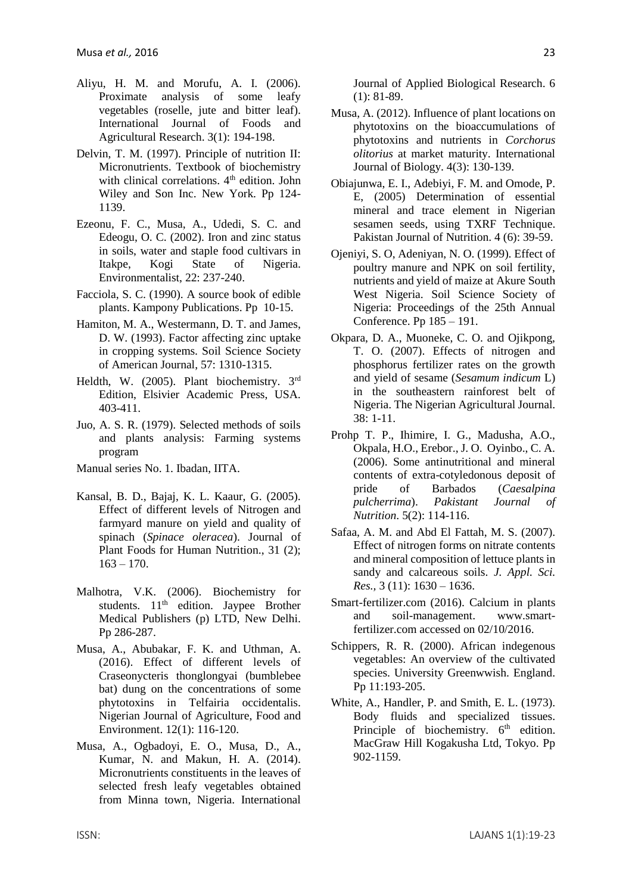Aliyu, H. M. and Morufu, A. I. (2006). Proximate analysis of some leafy vegetables (roselle, jute and bitter leaf). International Journal of Foods and Agricultural Research. 3(1): 194-198.

Delvin, T. M. (1997). Principle of nutrition II: Micronutrients. Textbook of biochemistry with clinical correlations. 4th edition. John Wiley and Son Inc. New York. Pp 124-1139.

Ezeonu, F. C., Musa, A., Udedi, S. C. and Edeogu, O. C. (2002). Iron and zinc status in soils, water and staple food cultivars in Itakpe, Kogi State of Nigeria. Environmentalist, 22: 237-240.

Facciola, S. C. (1990). A source book of edible plants. Kampony Publications. Pp 10-15.

Hamiton, M. A., Westermann, D. T. and James, D. W. (1993). Factor affecting zinc uptake in cropping systems. Soil Science Society of American Journal, 57: 1310-1315.

Heldth, W. (2005). Plant biochemistry. 3rd Edition, Elsivier Academic Press, USA. 403-411.

Juo, A. S. R. (1979). Selected methods of soils and plants analysis: Farming systems program

Manual series No. 1. Ibadan, IITA.

Kansal, B. D., Bajaj, K. L. Kaaur, G. (2005). Effect of different levels of Nitrogen and farmyard manure on yield and quality of spinach (*Spinace oleracea*). Journal of Plant Foods for Human Nutrition., 31 (2); 163 – 170.

Malhotra, V.K. (2006). Biochemistry for students. 11th edition. Jaypee Brother Medical Publishers (p) LTD, New Delhi. Pp 286-287.

Musa, A., Abubakar, F. K. and Uthman, A. (2016). Effect of different levels of Craseonycteris thonglongyai (bumblebee bat) dung on the concentrations of some phytotoxins in Telfairia occidentalis. Nigerian Journal of Agriculture, Food and Environment. 12(1): 116-120.

Musa, A., Ogbadoyi, E. O., Musa, D., A., Kumar, N. and Makun, H. A. (2014). Micronutrients constituents in the leaves of selected fresh leafy vegetables obtained from Minna town, Nigeria. International Journal of Applied Biological Research. 6 (1): 81-89.

Musa, A. (2012). Influence of plant locations on phytotoxins on the bioaccumulations of phytotoxins and nutrients in *Corchorus olitorius* at market maturity. International Journal of Biology. 4(3): 130-139.

Obiajunwa, E. I., Adebiyi, F. M. and Omode, P. E, (2005) Determination of essential mineral and trace element in Nigerian sesamen seeds, using TXRF Technique. Pakistan Journal of Nutrition. 4 (6): 39-59.

Ojeniyi, S. O, Adeniyan, N. O. (1999). Effect of poultry manure and NPK on soil fertility, nutrients and yield of maize at Akure South West Nigeria. Soil Science Society of Nigeria: Proceedings of the 25th Annual Conference. Pp 185 – 191.

Okpara, D. A., Muoneke, C. O. and Ojikpong, T. O. (2007). Effects of nitrogen and phosphorus fertilizer rates on the growth and yield of sesame (*Sesamum indicum* L) in the southeastern rainforest belt of Nigeria. The Nigerian Agricultural Journal. 38: 1-11.

Prohp T. P., Ihimire, I. G., Madusha, A.O., Okpala, H.O., Erebor., J. O. Oyinbo., C. A. (2006). Some antinutritional and mineral contents of extra-cotyledonous deposit of pride of Barbados (*Caesalpina pulcherrima*). *Pakistant Journal of Nutrition*. 5(2): 114-116.

Safaa, A. M. and Abd El Fattah, M. S. (2007). Effect of nitrogen forms on nitrate contents and mineral composition of lettuce plants in sandy and calcareous soils. *J. Appl. Sci. Res.,* 3 (11): 1630 – 1636.

Smart-fertilizer.com (2016). Calcium in plants and soil-management. www.smart-fertilizer.com accessed on 02/10/2016.

Schippers, R. R. (2000). African indegenous vegetables: An overview of the cultivated species. University Greenwwish. England. Pp 11:193-205.

White, A., Handler, P. and Smith, E. L. (1973). Body fluids and specialized tissues. Principle of biochemistry. 6th edition. MacGraw Hill Kogakusha Ltd, Tokyo. Pp 902-1159.